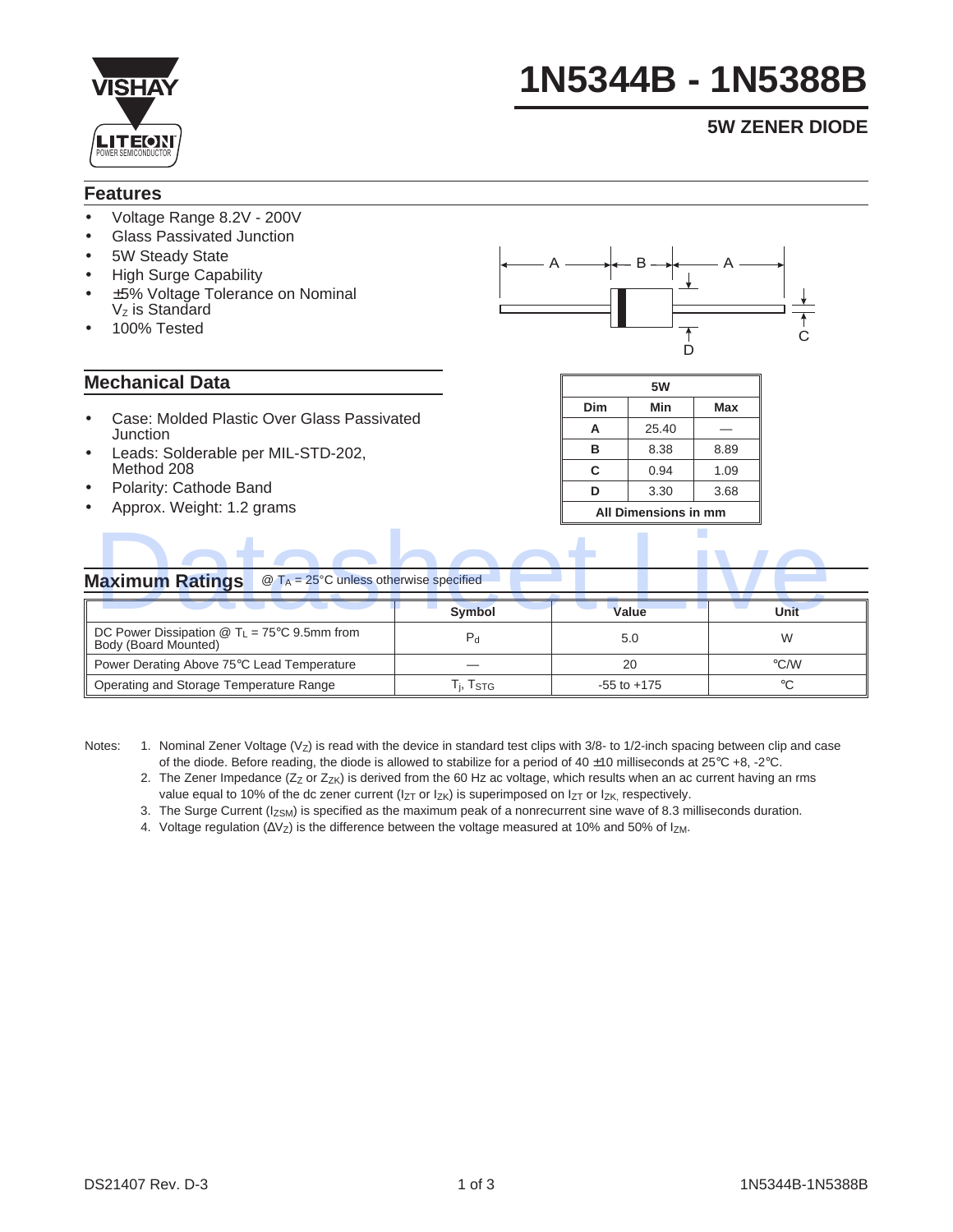# 1N5344B - 1N5388B

## 5W ZENER DIODE

### Features

- Voltage Range 8.2V - 200V
- Glass Passivated Junction
- 5W Steady State
- High Surge Capability
- ±5% Voltage Tolerance on Nominal $V_Z$ is Standard
- 100% Tested

### Mechanical Data

- Case: Molded Plastic Over Glass Passivated Junction
- Leads: Solderable per MIL-STD-202, Method 208
- Polarity: Cathode Band
- Approx. Weight: 1.2 grams

| 5W | | |
|---|---|---|
| **Dim** | **Min** | **Max** |
| **A** | 25.40 | — |
| **B** | 8.38 | 8.89 |
| **C** | 0.94 | 1.09 |
| **D** | 3.30 | 3.68 |
| **All Dimensions in mm** | | |

### Maximum Ratings @ $T_A$ = 25°C unless otherwise specified

| | Symbol | Value | Unit |
|---|---|---|---|
| DC Power Dissipation @ $T_L$ = 75°C 9.5mm from Body (Board Mounted) | $P_d$ | 5.0 | W |
| Power Derating Above 75°C Lead Temperature | — | 20 | °C/W |
| Operating and Storage Temperature Range | $T_j$, $T_{STG}$ | -55 to +175 | °C |

Notes:
1. Nominal Zener Voltage ($V_Z$) is read with the device in standard test clips with 3/8- to 1/2-inch spacing between clip and case of the diode. Before reading, the diode is allowed to stabilize for a period of 40 ±10 milliseconds at 25°C +8, -2°C.
2. The Zener Impedance ($Z_Z$ or $Z_{ZK}$) is derived from the 60 Hz ac voltage, which results when an ac current having an rms value equal to 10% of the dc zener current ($I_{ZT}$ or $I_{ZK}$) is superimposed on $I_{ZT}$ or $I_{ZK}$, respectively.
3. The Surge Current ($I_{ZSM}$) is specified as the maximum peak of a nonrecurrent sine wave of 8.3 milliseconds duration.
4. Voltage regulation ($\Delta V_Z$) is the difference between the voltage measured at 10% and 50% of $I_{ZM}$.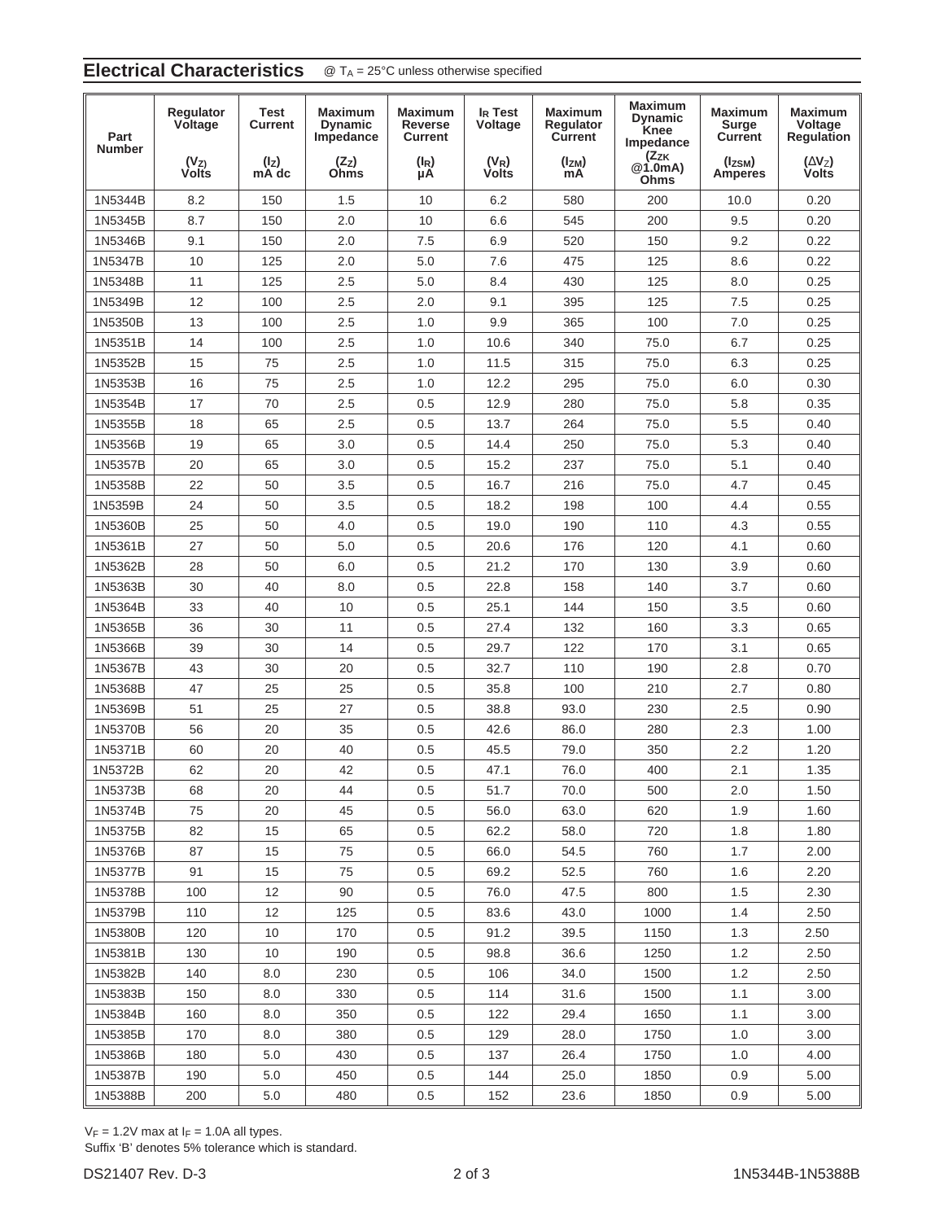## Electrical Characteristics

@ $T_A = 25°C$ unless otherwise specified

| Part Number | Regulator Voltage ($V_Z$) Volts | Test Current ($I_Z$) mA dc | Maximum Dynamic Impedance ($Z_Z$) Ohms | Maximum Reverse Current ($I_R$) µA | $I_R$ Test Voltage ($V_R$) Volts | Maximum Regulator Current ($I_{ZM}$) mA | Maximum Dynamic Knee Impedance ($Z_{ZK}$ @1.0mA) Ohms | Maximum Surge Current ($I_{ZSM}$) Amperes | Maximum Voltage Regulation ($\Delta V_Z$) Volts |
|---|---|---|---|---|---|---|---|---|---|
| 1N5344B | 8.2 | 150 | 1.5 | 10 | 6.2 | 580 | 200 | 10.0 | 0.20 |
| 1N5345B | 8.7 | 150 | 2.0 | 10 | 6.6 | 545 | 200 | 9.5 | 0.20 |
| 1N5346B | 9.1 | 150 | 2.0 | 7.5 | 6.9 | 520 | 150 | 9.2 | 0.22 |
| 1N5347B | 10 | 125 | 2.0 | 5.0 | 7.6 | 475 | 125 | 8.6 | 0.22 |
| 1N5348B | 11 | 125 | 2.5 | 5.0 | 8.4 | 430 | 125 | 8.0 | 0.25 |
| 1N5349B | 12 | 100 | 2.5 | 2.0 | 9.1 | 395 | 125 | 7.5 | 0.25 |
| 1N5350B | 13 | 100 | 2.5 | 1.0 | 9.9 | 365 | 100 | 7.0 | 0.25 |
| 1N5351B | 14 | 100 | 2.5 | 1.0 | 10.6 | 340 | 75.0 | 6.7 | 0.25 |
| 1N5352B | 15 | 75 | 2.5 | 1.0 | 11.5 | 315 | 75.0 | 6.3 | 0.25 |
| 1N5353B | 16 | 75 | 2.5 | 1.0 | 12.2 | 295 | 75.0 | 6.0 | 0.30 |
| 1N5354B | 17 | 70 | 2.5 | 0.5 | 12.9 | 280 | 75.0 | 5.8 | 0.35 |
| 1N5355B | 18 | 65 | 2.5 | 0.5 | 13.7 | 264 | 75.0 | 5.5 | 0.40 |
| 1N5356B | 19 | 65 | 3.0 | 0.5 | 14.4 | 250 | 75.0 | 5.3 | 0.40 |
| 1N5357B | 20 | 65 | 3.0 | 0.5 | 15.2 | 237 | 75.0 | 5.1 | 0.40 |
| 1N5358B | 22 | 50 | 3.5 | 0.5 | 16.7 | 216 | 75.0 | 4.7 | 0.45 |
| 1N5359B | 24 | 50 | 3.5 | 0.5 | 18.2 | 198 | 100 | 4.4 | 0.55 |
| 1N5360B | 25 | 50 | 4.0 | 0.5 | 19.0 | 190 | 110 | 4.3 | 0.55 |
| 1N5361B | 27 | 50 | 5.0 | 0.5 | 20.6 | 176 | 120 | 4.1 | 0.60 |
| 1N5362B | 28 | 50 | 6.0 | 0.5 | 21.2 | 170 | 130 | 3.9 | 0.60 |
| 1N5363B | 30 | 40 | 8.0 | 0.5 | 22.8 | 158 | 140 | 3.7 | 0.60 |
| 1N5364B | 33 | 40 | 10 | 0.5 | 25.1 | 144 | 150 | 3.5 | 0.60 |
| 1N5365B | 36 | 30 | 11 | 0.5 | 27.4 | 132 | 160 | 3.3 | 0.65 |
| 1N5366B | 39 | 30 | 14 | 0.5 | 29.7 | 122 | 170 | 3.1 | 0.65 |
| 1N5367B | 43 | 30 | 20 | 0.5 | 32.7 | 110 | 190 | 2.8 | 0.70 |
| 1N5368B | 47 | 25 | 25 | 0.5 | 35.8 | 100 | 210 | 2.7 | 0.80 |
| 1N5369B | 51 | 25 | 27 | 0.5 | 38.8 | 93.0 | 230 | 2.5 | 0.90 |
| 1N5370B | 56 | 20 | 35 | 0.5 | 42.6 | 86.0 | 280 | 2.3 | 1.00 |
| 1N5371B | 60 | 20 | 40 | 0.5 | 45.5 | 79.0 | 350 | 2.2 | 1.20 |
| 1N5372B | 62 | 20 | 42 | 0.5 | 47.1 | 76.0 | 400 | 2.1 | 1.35 |
| 1N5373B | 68 | 20 | 44 | 0.5 | 51.7 | 70.0 | 500 | 2.0 | 1.50 |
| 1N5374B | 75 | 20 | 45 | 0.5 | 56.0 | 63.0 | 620 | 1.9 | 1.60 |
| 1N5375B | 82 | 15 | 65 | 0.5 | 62.2 | 58.0 | 720 | 1.8 | 1.80 |
| 1N5376B | 87 | 15 | 75 | 0.5 | 66.0 | 54.5 | 760 | 1.7 | 2.00 |
| 1N5377B | 91 | 15 | 75 | 0.5 | 69.2 | 52.5 | 760 | 1.6 | 2.20 |
| 1N5378B | 100 | 12 | 90 | 0.5 | 76.0 | 47.5 | 800 | 1.5 | 2.30 |
| 1N5379B | 110 | 12 | 125 | 0.5 | 83.6 | 43.0 | 1000 | 1.4 | 2.50 |
| 1N5380B | 120 | 10 | 170 | 0.5 | 91.2 | 39.5 | 1150 | 1.3 | 2.50 |
| 1N5381B | 130 | 10 | 190 | 0.5 | 98.8 | 36.6 | 1250 | 1.2 | 2.50 |
| 1N5382B | 140 | 8.0 | 230 | 0.5 | 106 | 34.0 | 1500 | 1.2 | 2.50 |
| 1N5383B | 150 | 8.0 | 330 | 0.5 | 114 | 31.6 | 1500 | 1.1 | 3.00 |
| 1N5384B | 160 | 8.0 | 350 | 0.5 | 122 | 29.4 | 1650 | 1.1 | 3.00 |
| 1N5385B | 170 | 8.0 | 380 | 0.5 | 129 | 28.0 | 1750 | 1.0 | 3.00 |
| 1N5386B | 180 | 5.0 | 430 | 0.5 | 137 | 26.4 | 1750 | 1.0 | 4.00 |
| 1N5387B | 190 | 5.0 | 450 | 0.5 | 144 | 25.0 | 1850 | 0.9 | 5.00 |
| 1N5388B | 200 | 5.0 | 480 | 0.5 | 152 | 23.6 | 1850 | 0.9 | 5.00 |

$V_F = 1.2V$ max at $I_F = 1.0A$ all types.

Suffix 'B' denotes 5% tolerance which is standard.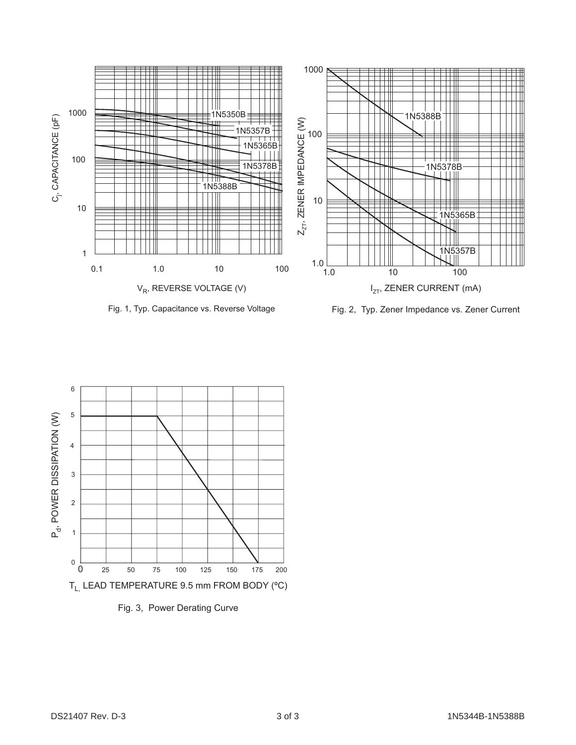$C_J$, CAPACITANCE (pF)

1000

100

10

1

0.1

1.0

10

100

1N5350B

1N5357B

1N5365B

1N5378B

1N5388B

$V_R$, REVERSE VOLTAGE (V)

Fig. 1, Typ. Capacitance vs. Reverse Voltage

$Z_{ZT}$, ZENER IMPEDANCE (W)

1000

100

10

1.0

1.0

10

100

1N5388B

1N5378B

1N5365B

1N5357B

$I_{ZT}$, ZENER CURRENT (mA)

Fig. 2, Typ. Zener Impedance vs. Zener Current

$P_d$, POWER DISSIPATION (W)

6

5

4

3

2

1

0

0

25

50

75

100

125

150

175

200

$T_L$, LEAD TEMPERATURE 9.5 mm FROM BODY (ºC)

Fig. 3, Power Derating Curve